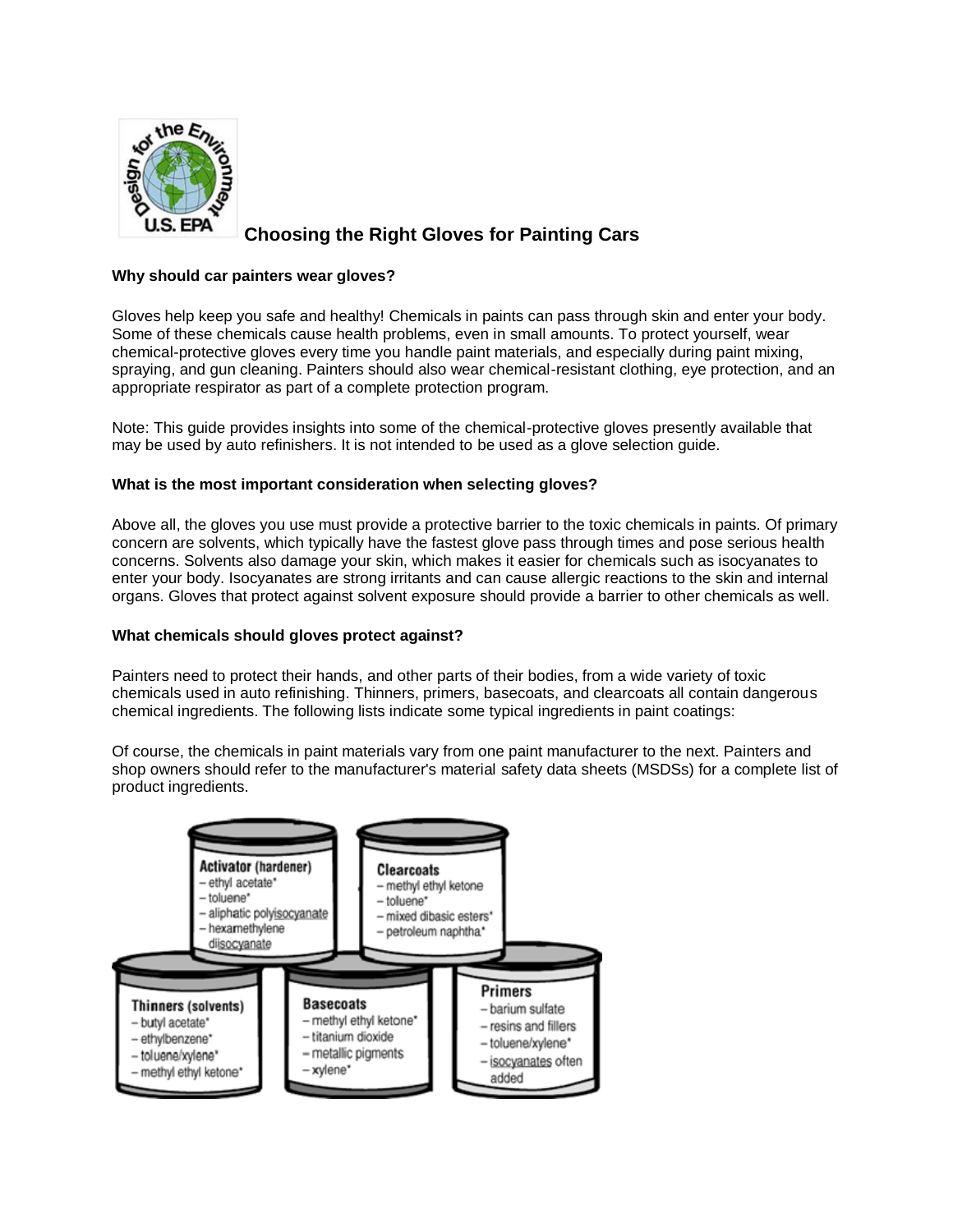# Choosing the Right Gloves for Painting Cars

**Why should car painters wear gloves?**

Gloves help keep you safe and healthy! Chemicals in paints can pass through skin and enter your body. Some of these chemicals cause health problems, even in small amounts. To protect yourself, wear chemical-protective gloves every time you handle paint materials, and especially during paint mixing, spraying, and gun cleaning. Painters should also wear chemical-resistant clothing, eye protection, and an appropriate respirator as part of a complete protection program.

Note: This guide provides insights into some of the chemical-protective gloves presently available that may be used by auto refinishers. It is not intended to be used as a glove selection guide.

**What is the most important consideration when selecting gloves?**

Above all, the gloves you use must provide a protective barrier to the toxic chemicals in paints. Of primary concern are solvents, which typically have the fastest glove pass through times and pose serious health concerns. Solvents also damage your skin, which makes it easier for chemicals such as isocyanates to enter your body. Isocyanates are strong irritants and can cause allergic reactions to the skin and internal organs. Gloves that protect against solvent exposure should provide a barrier to other chemicals as well.

**What chemicals should gloves protect against?**

Painters need to protect their hands, and other parts of their bodies, from a wide variety of toxic chemicals used in auto refinishing. Thinners, primers, basecoats, and clearcoats all contain dangerous chemical ingredients. The following lists indicate some typical ingredients in paint coatings:

Of course, the chemicals in paint materials vary from one paint manufacturer to the next. Painters and shop owners should refer to the manufacturer's material safety data sheets (MSDSs) for a complete list of product ingredients.

**Activator (hardener)**
- ethyl acetate*
- toluene*
- aliphatic polyisocyanate
- hexamethylene diisocyanate

**Clearcoats**
- methyl ethyl ketone
- toluene*
- mixed dibasic esters*
- petroleum naphtha*

**Thinners (solvents)**
- butyl acetate*
- ethylbenzene*
- toluene/xylene*
- methyl ethyl ketone*

**Basecoats**
- methyl ethyl ketone*
- titanium dioxide
- metallic pigments
- xylene*

**Primers**
- barium sulfate
- resins and fillers
- toluene/xylene*
- isocyanates often added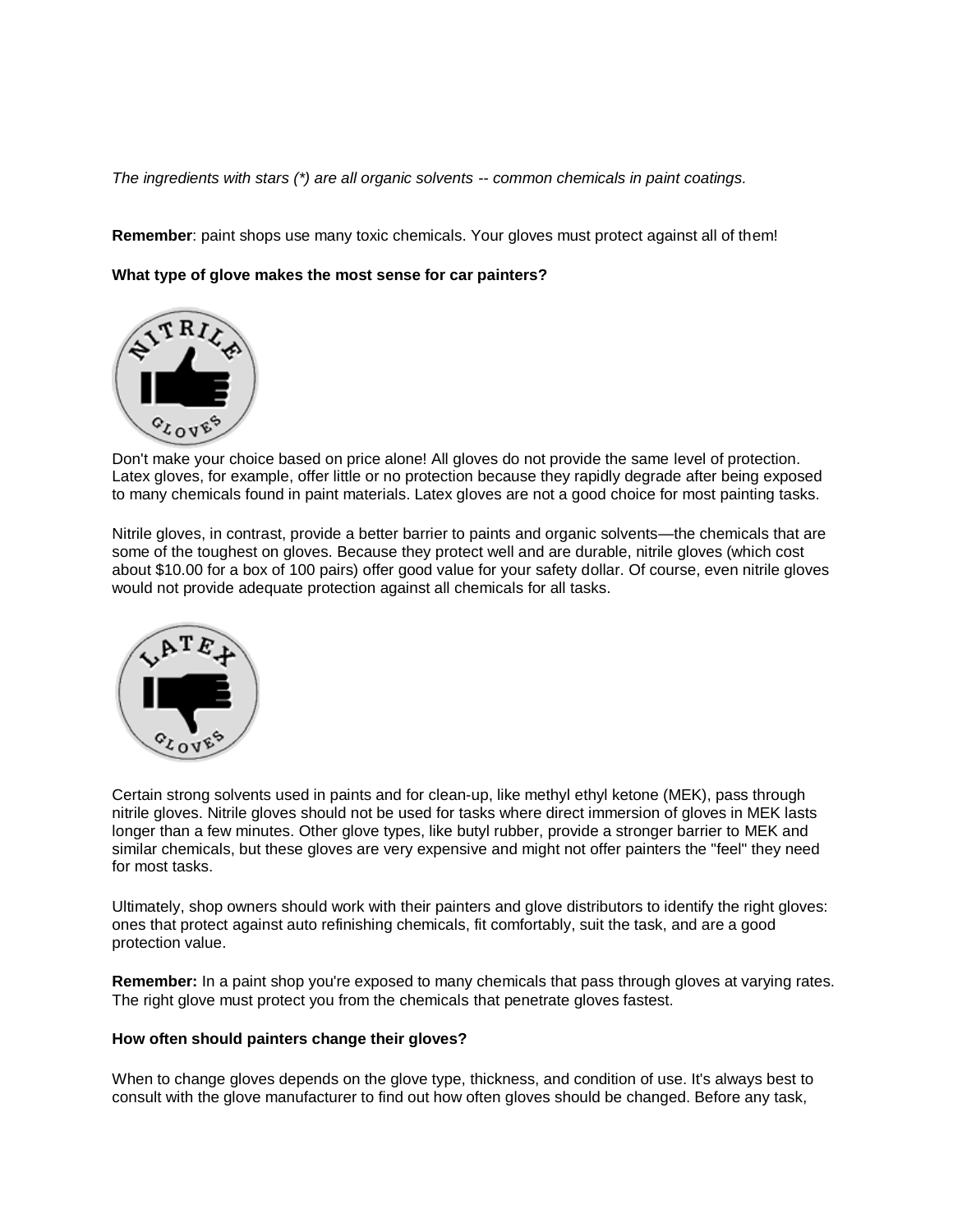*The ingredients with stars (*) are all organic solvents -- common chemicals in paint coatings.*

**Remember**: paint shops use many toxic chemicals. Your gloves must protect against all of them!

**What type of glove makes the most sense for car painters?**

Don't make your choice based on price alone! All gloves do not provide the same level of protection. Latex gloves, for example, offer little or no protection because they rapidly degrade after being exposed to many chemicals found in paint materials. Latex gloves are not a good choice for most painting tasks.

Nitrile gloves, in contrast, provide a better barrier to paints and organic solvents—the chemicals that are some of the toughest on gloves. Because they protect well and are durable, nitrile gloves (which cost about $10.00 for a box of 100 pairs) offer good value for your safety dollar. Of course, even nitrile gloves would not provide adequate protection against all chemicals for all tasks.

Certain strong solvents used in paints and for clean-up, like methyl ethyl ketone (MEK), pass through nitrile gloves. Nitrile gloves should not be used for tasks where direct immersion of gloves in MEK lasts longer than a few minutes. Other glove types, like butyl rubber, provide a stronger barrier to MEK and similar chemicals, but these gloves are very expensive and might not offer painters the "feel" they need for most tasks.

Ultimately, shop owners should work with their painters and glove distributors to identify the right gloves: ones that protect against auto refinishing chemicals, fit comfortably, suit the task, and are a good protection value.

**Remember:** In a paint shop you're exposed to many chemicals that pass through gloves at varying rates. The right glove must protect you from the chemicals that penetrate gloves fastest.

**How often should painters change their gloves?**

When to change gloves depends on the glove type, thickness, and condition of use. It's always best to consult with the glove manufacturer to find out how often gloves should be changed. Before any task,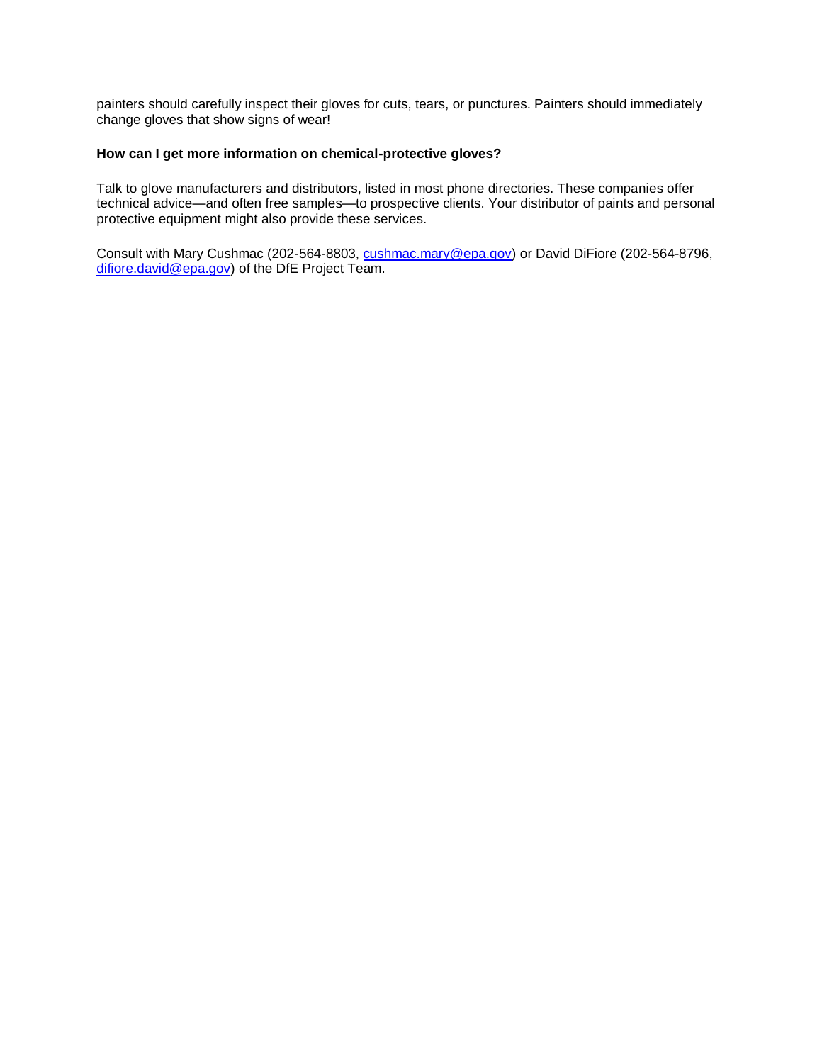painters should carefully inspect their gloves for cuts, tears, or punctures. Painters should immediately change gloves that show signs of wear!

**How can I get more information on chemical-protective gloves?**

Talk to glove manufacturers and distributors, listed in most phone directories. These companies offer technical advice—and often free samples—to prospective clients. Your distributor of paints and personal protective equipment might also provide these services.

Consult with Mary Cushmac (202-564-8803, cushmac.mary@epa.gov) or David DiFiore (202-564-8796, difiore.david@epa.gov) of the DfE Project Team.